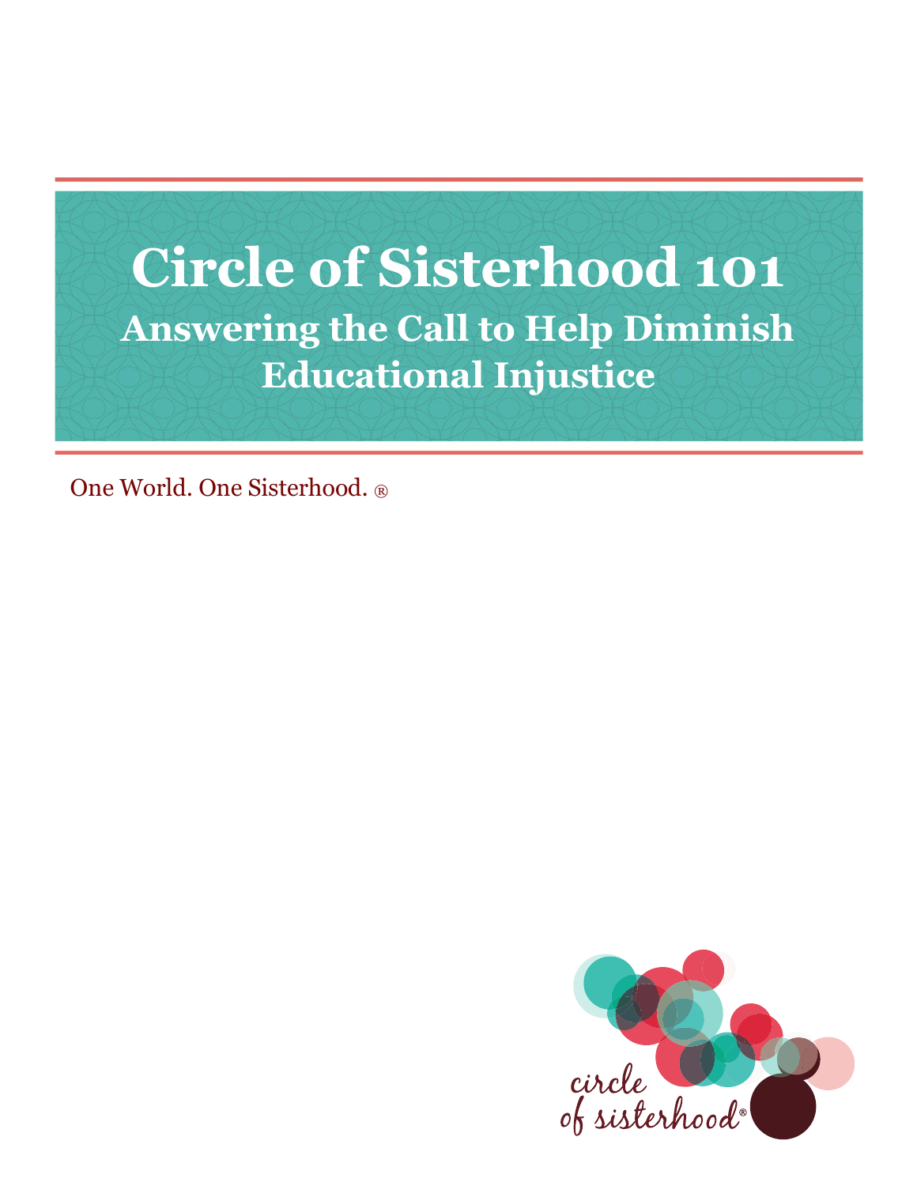# Circle of Sisterhood 101

## Answering the Call to Help Diminish Educational Injustice

One World. One Sisterhood. ®

circle of sisterhood®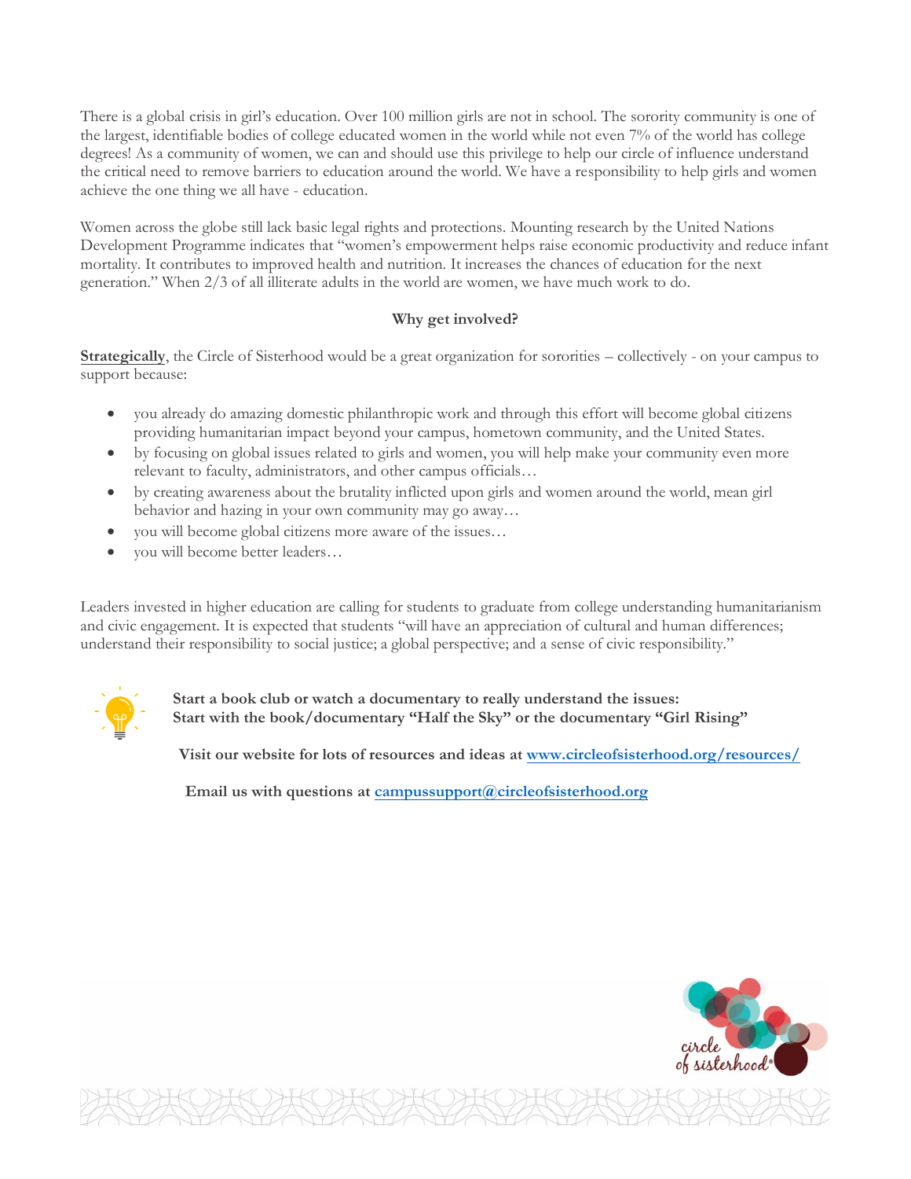There is a global crisis in girl's education. Over 100 million girls are not in school. The sorority community is one of the largest, identifiable bodies of college educated women in the world while not even 7% of the world has college degrees! As a community of women, we can and should use this privilege to help our circle of influence understand the critical need to remove barriers to education around the world. We have a responsibility to help girls and women achieve the one thing we all have - education.

Women across the globe still lack basic legal rights and protections. Mounting research by the United Nations Development Programme indicates that "women's empowerment helps raise economic productivity and reduce infant mortality. It contributes to improved health and nutrition. It increases the chances of education for the next generation." When 2/3 of all illiterate adults in the world are women, we have much work to do.

**Why get involved?**

**Strategically**, the Circle of Sisterhood would be a great organization for sororities – collectively - on your campus to support because:

- you already do amazing domestic philanthropic work and through this effort will become global citizens providing humanitarian impact beyond your campus, hometown community, and the United States.
- by focusing on global issues related to girls and women, you will help make your community even more relevant to faculty, administrators, and other campus officials…
- by creating awareness about the brutality inflicted upon girls and women around the world, mean girl behavior and hazing in your own community may go away…
- you will become global citizens more aware of the issues…
- you will become better leaders…

Leaders invested in higher education are calling for students to graduate from college understanding humanitarianism and civic engagement. It is expected that students "will have an appreciation of cultural and human differences; understand their responsibility to social justice; a global perspective; and a sense of civic responsibility."

**Start a book club or watch a documentary to really understand the issues:**
**Start with the book/documentary "Half the Sky" or the documentary "Girl Rising"**

**Visit our website for lots of resources and ideas at [www.circleofsisterhood.org/resources/](www.circleofsisterhood.org/resources/)**

**Email us with questions at [campussupport@circleofsisterhood.org](mailto:campussupport@circleofsisterhood.org)**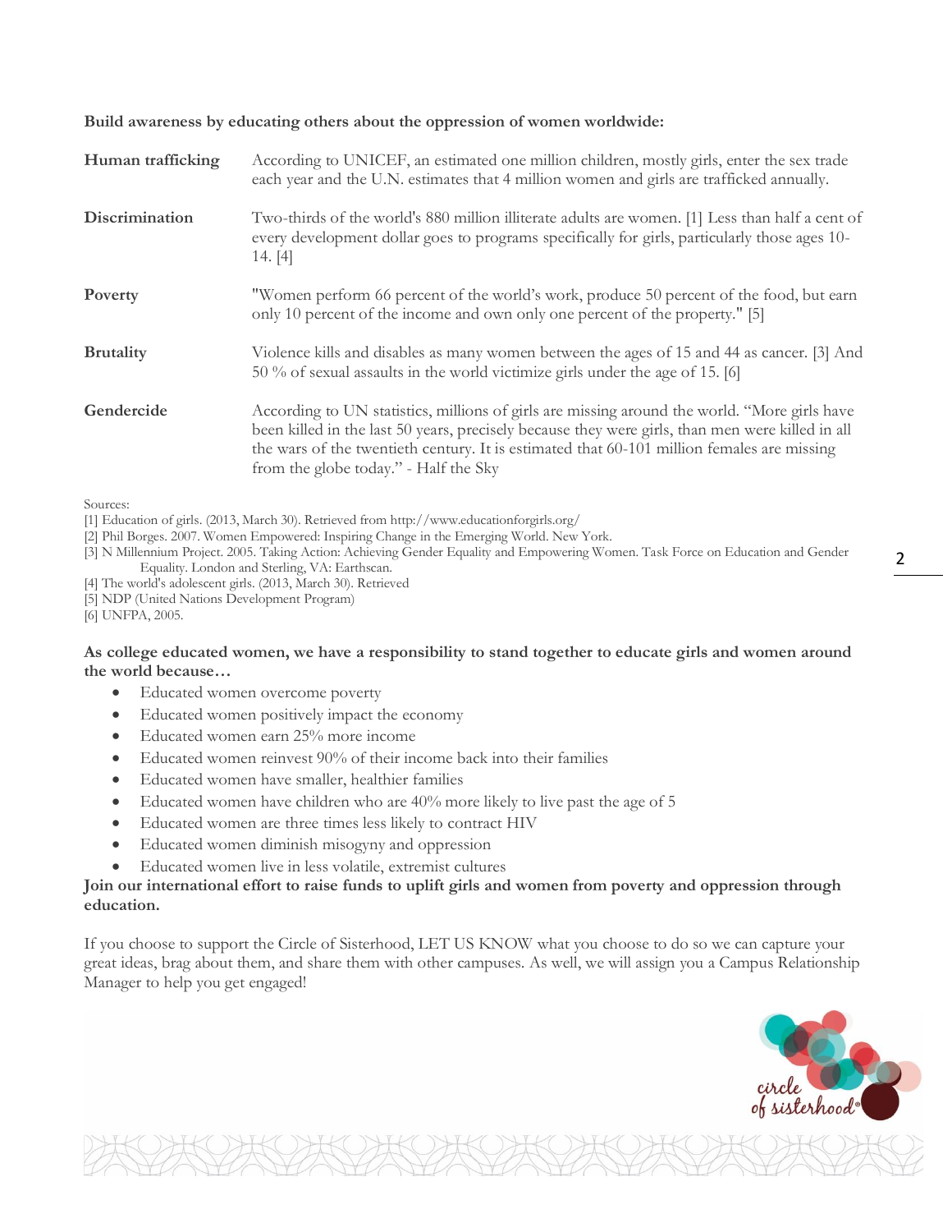**Build awareness by educating others about the oppression of women worldwide:**

| | |
|---|---|
| **Human trafficking** | According to UNICEF, an estimated one million children, mostly girls, enter the sex trade each year and the U.N. estimates that 4 million women and girls are trafficked annually. |
| **Discrimination** | Two-thirds of the world's 880 million illiterate adults are women. [1] Less than half a cent of every development dollar goes to programs specifically for girls, particularly those ages 10-14. [4] |
| **Poverty** | "Women perform 66 percent of the world's work, produce 50 percent of the food, but earn only 10 percent of the income and own only one percent of the property." [5] |
| **Brutality** | Violence kills and disables as many women between the ages of 15 and 44 as cancer. [3] And 50 % of sexual assaults in the world victimize girls under the age of 15. [6] |
| **Gendercide** | According to UN statistics, millions of girls are missing around the world. "More girls have been killed in the last 50 years, precisely because they were girls, than men were killed in all the wars of the twentieth century. It is estimated that 60-101 million females are missing from the globe today." - Half the Sky |

Sources:
[1] Education of girls. (2013, March 30). Retrieved from http://www.educationforgirls.org/
[2] Phil Borges. 2007. Women Empowered: Inspiring Change in the Emerging World. New York.
[3] N Millennium Project. 2005. Taking Action: Achieving Gender Equality and Empowering Women. Task Force on Education and Gender Equality. London and Sterling, VA: Earthscan.
[4] The world's adolescent girls. (2013, March 30). Retrieved
[5] NDP (United Nations Development Program)
[6] UNFPA, 2005.

**As college educated women, we have a responsibility to stand together to educate girls and women around the world because…**

- Educated women overcome poverty
- Educated women positively impact the economy
- Educated women earn 25% more income
- Educated women reinvest 90% of their income back into their families
- Educated women have smaller, healthier families
- Educated women have children who are 40% more likely to live past the age of 5
- Educated women are three times less likely to contract HIV
- Educated women diminish misogyny and oppression
- Educated women live in less volatile, extremist cultures

**Join our international effort to raise funds to uplift girls and women from poverty and oppression through education.**

If you choose to support the Circle of Sisterhood, LET US KNOW what you choose to do so we can capture your great ideas, brag about them, and share them with other campuses. As well, we will assign you a Campus Relationship Manager to help you get engaged!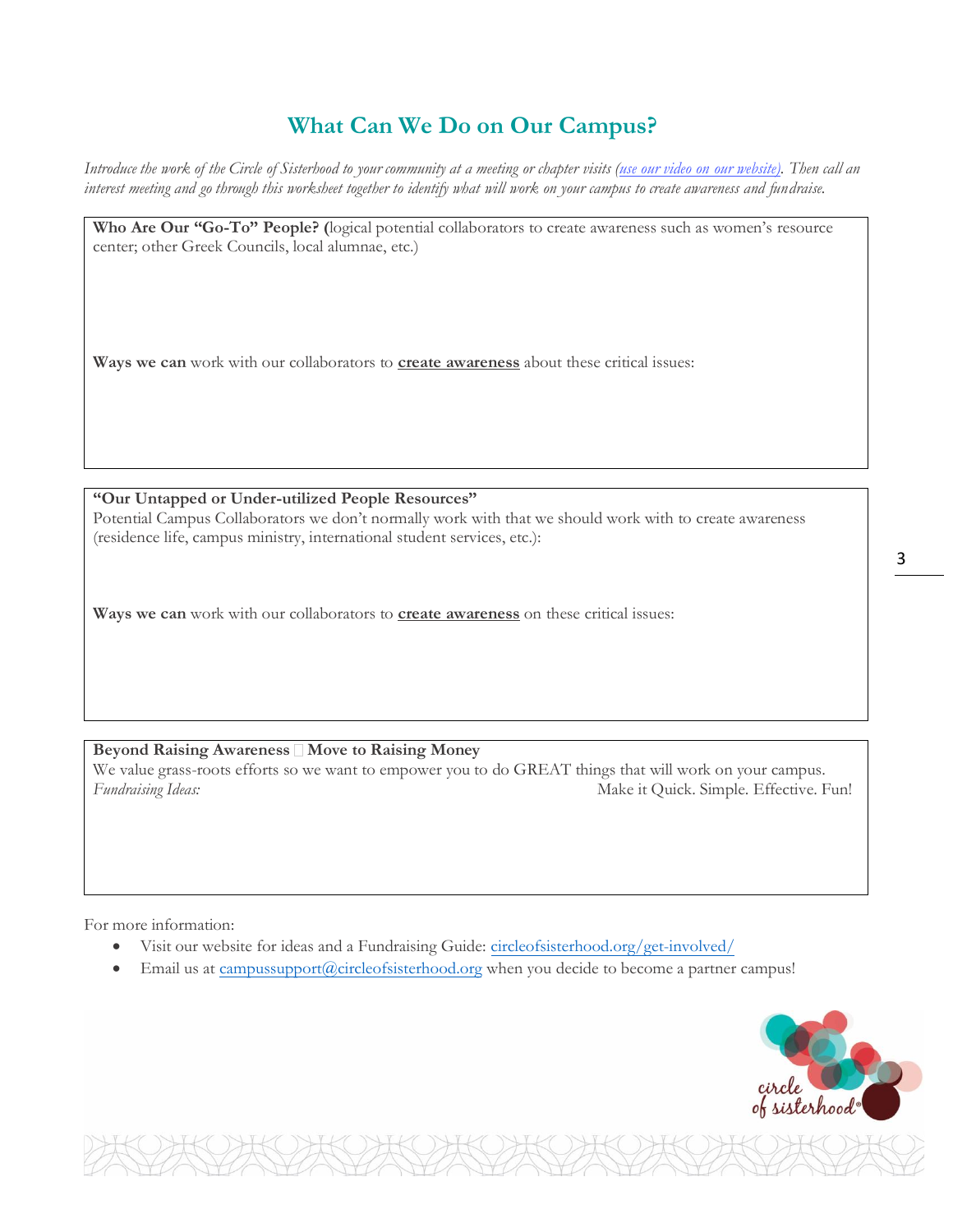# What Can We Do on Our Campus?

*Introduce the work of the Circle of Sisterhood to your community at a meeting or chapter visits ([use our video on our website](#)). Then call an interest meeting and go through this worksheet together to identify what will work on your campus to create awareness and fundraise.*

**Who Are Our "Go-To" People? (**logical potential collaborators to create awareness such as women's resource center; other Greek Councils, local alumnae, etc.)

**Ways we can** work with our collaborators to **create awareness** about these critical issues:

**"Our Untapped or Under-utilized People Resources"**
Potential Campus Collaborators we don't normally work with that we should work with to create awareness (residence life, campus ministry, international student services, etc.):

**Ways we can** work with our collaborators to **create awareness** on these critical issues:

**Beyond Raising Awareness  Move to Raising Money**
We value grass-roots efforts so we want to empower you to do GREAT things that will work on your campus.
*Fundraising Ideas:* Make it Quick. Simple. Effective. Fun!

For more information:

- Visit our website for ideas and a Fundraising Guide: circleofsisterhood.org/get-involved/
- Email us at campussupport@circleofsisterhood.org when you decide to become a partner campus!

circle of sisterhood®